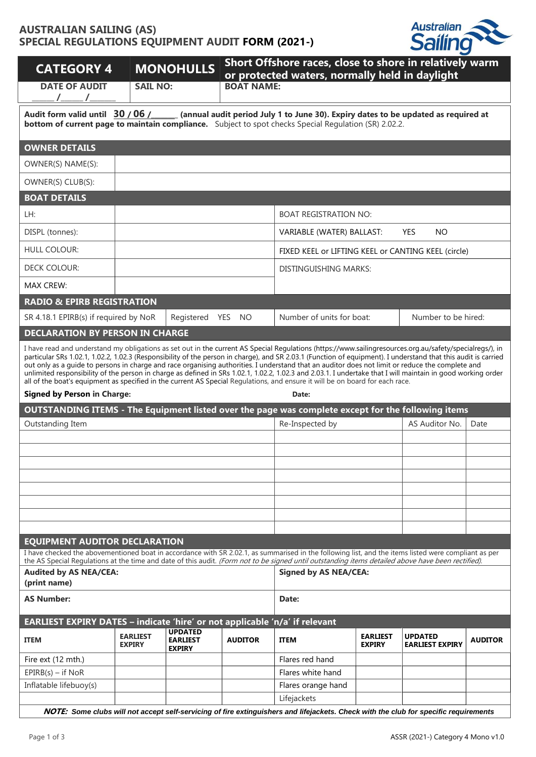# AUSTRALIAN SAILING (AS)
# SPECIAL REGULATIONS EQUIPMENT AUDIT FORM (2021-)

| CATEGORY 4 | MONOHULLS | Short Offshore races, close to shore in relatively warm or protected waters, normally held in daylight |
|---|---|---|
| DATE OF AUDIT _____ / _____ / ______ | SAIL NO: | BOAT NAME: |

**Audit form valid until 30 / 06 /______ (annual audit period July 1 to June 30). Expiry dates to be updated as required at bottom of current page to maintain compliance.** Subject to spot checks Special Regulation (SR) 2.02.2.

## OWNER DETAILS

| | |
|---|---|
| OWNER(S) NAME(S): | |
| OWNER(S) CLUB(S): | |

## BOAT DETAILS

| | | |
|---|---|---|
| LH: | | BOAT REGISTRATION NO: |
| DISPL (tonnes): | | VARIABLE (WATER) BALLAST: YES NO |
| HULL COLOUR: | | FIXED KEEL or LIFTING KEEL or CANTING KEEL (circle) |
| DECK COLOUR: | | DISTINGUISHING MARKS: |
| MAX CREW: | | |

## RADIO & EPIRB REGISTRATION

| | | | |
|---|---|---|---|
| SR 4.18.1 EPIRB(s) if required by NoR | Registered YES NO | Number of units for boat: | Number to be hired: |

## DECLARATION BY PERSON IN CHARGE

I have read and understand my obligations as set out in the current AS Special Regulations (https://www.sailingresources.org.au/safety/specialregs/), in particular SRs 1.02.1, 1.02.2, 1.02.3 (Responsibility of the person in charge), and SR 2.03.1 (Function of equipment). I understand that this audit is carried out only as a guide to persons in charge and race organising authorities. I understand that an auditor does not limit or reduce the complete and unlimited responsibility of the person in charge as defined in SRs 1.02.1, 1.02.2, 1.02.3 and 2.03.1. I undertake that I will maintain in good working order all of the boat's equipment as specified in the current AS Special Regulations, and ensure it will be on board for each race.

**Signed by Person in Charge:** **Date:**

## OUTSTANDING ITEMS - The Equipment listed over the page was complete except for the following items

| Outstanding Item | Re-Inspected by | AS Auditor No. | Date |
|---|---|---|---|
| | | | |
| | | | |
| | | | |
| | | | |
| | | | |
| | | | |
| | | | |
| | | | |

## EQUIPMENT AUDITOR DECLARATION

I have checked the abovementioned boat in accordance with SR 2.02.1, as summarised in the following list, and the items listed were compliant as per the AS Special Regulations at the time and date of this audit. *(Form not to be signed until outstanding items detailed above have been rectified).*

| | |
|---|---|
| **Audited by AS NEA/CEA: (print name)** | **Signed by AS NEA/CEA:** |
| **AS Number:** | **Date:** |

## EARLIEST EXPIRY DATES – indicate 'hire' or not applicable 'n/a' if relevant

| ITEM | EARLIEST EXPIRY | UPDATED EARLIEST EXPIRY | AUDITOR | ITEM | EARLIEST EXPIRY | UPDATED EARLIEST EXPIRY | AUDITOR |
|---|---|---|---|---|---|---|---|
| Fire ext (12 mth.) | | | | Flares red hand | | | |
| EPIRB(s) – if NoR | | | | Flares white hand | | | |
| Inflatable lifebuoy(s) | | | | Flares orange hand | | | |
| | | | | Lifejackets | | | |

***NOTE:* *Some clubs will not accept self-servicing of fire extinguishers and lifejackets. Check with the club for specific requirements***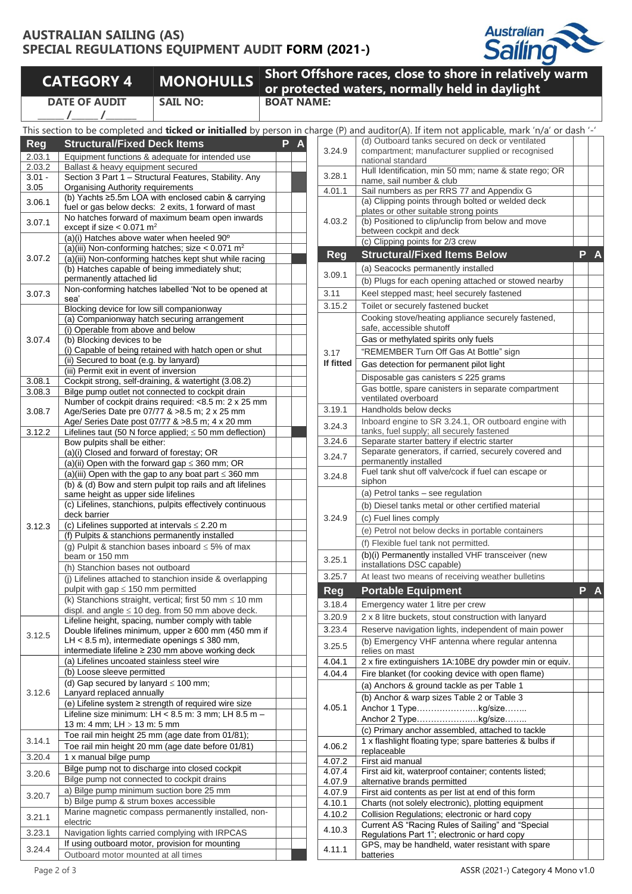# AUSTRALIAN SAILING (AS)
# SPECIAL REGULATIONS EQUIPMENT AUDIT FORM (2021-)

| CATEGORY 4 | MONOHULLS | Short Offshore races, close to shore in relatively warm or protected waters, normally held in daylight |
|---|---|---|
| DATE OF AUDIT \_\_\_\_ / \_\_\_\_ / \_\_\_\_ | SAIL NO: | BOAT NAME: |

This section to be completed and **ticked or initialled** by person in charge (P) and auditor(A). If item not applicable, mark 'n/a' or dash '-'

| Reg | Structural/Fixed Deck Items | P | A |
|---|---|---|---|
| 2.03.1 | Equipment functions & adequate for intended use | | |
| 2.03.2 | Ballast & heavy equipment secured | | |
| 3.01 - 3.05 | Section 3 Part 1 – Structural Features, Stability. Any Organising Authority requirements | | |
| 3.06.1 | (b) Yachts ≥5.5m LOA with enclosed cabin & carrying fuel or gas below decks: 2 exits, 1 forward of mast | | |
| 3.07.1 | No hatches forward of maximum beam open inwards except if size < 0.071 m² | | |
| 3.07.2 | (a)(i) Hatches above water when heeled 90º | | |
| | (a)(iii) Non-conforming hatches; size < 0.071 m² | | |
| | (a)(iii) Non-conforming hatches kept shut while racing | | |
| | (b) Hatches capable of being immediately shut; permanently attached lid | | |
| 3.07.3 | Non-conforming hatches labelled 'Not to be opened at sea' | | |
| 3.07.4 | Blocking device for low sill companionway | | |
| | (a) Companionway hatch securing arrangement | | |
| | (i) Operable from above and below | | |
| | (b) Blocking devices to be | | |
| | (i) Capable of being retained with hatch open or shut | | |
| | (ii) Secured to boat (e.g. by lanyard) | | |
| | (iii) Permit exit in event of inversion | | |
| 3.08.1 | Cockpit strong, self-draining, & watertight (3.08.2) | | |
| 3.08.3 | Bilge pump outlet not connected to cockpit drain | | |
| 3.08.7 | Number of cockpit drains required: <8.5 m: 2 x 25 mm Age/Series Date pre 07/77 & >8.5 m; 2 x 25 mm Age/ Series Date post 07/77 & >8.5 m; 4 x 20 mm | | |
| 3.12.2 | Lifelines taut (50 N force applied; ≤ 50 mm deflection) | | |
| 3.12.3 | Bow pulpits shall be either: | | |
| | (a)(i) Closed and forward of forestay; OR | | |
| | (a)(ii) Open with the forward gap ≤ 360 mm; OR | | |
| | (a)(iii) Open with the gap to any boat part ≤ 360 mm | | |
| | (b) & (d) Bow and stern pulpit top rails and aft lifelines same height as upper side lifelines | | |
| | (c) Lifelines, stanchions, pulpits effectively continuous deck barrier | | |
| | (c) Lifelines supported at intervals ≤ 2.20 m | | |
| | (f) Pulpits & stanchions permanently installed | | |
| | (g) Pulpit & stanchion bases inboard ≤ 5% of max beam or 150 mm | | |
| | (h) Stanchion bases not outboard | | |
| | (j) Lifelines attached to stanchion inside & overlapping pulpit with gap ≤ 150 mm permitted | | |
| | (k) Stanchions straight, vertical; first 50 mm ≤ 10 mm displ. and angle ≤ 10 deg. from 50 mm above deck. | | |
| 3.12.5 | Lifeline height, spacing, number comply with table Double lifelines minimum, upper ≥ 600 mm (450 mm if LH < 8.5 m), intermediate openings ≤ 380 mm, intermediate lifeline ≥ 230 mm above working deck | | |
| 3.12.6 | (a) Lifelines uncoated stainless steel wire | | |
| | (b) Loose sleeve permitted | | |
| | (d) Gap secured by lanyard ≤ 100 mm; Lanyard replaced annually | | |
| | (e) Lifeline system ≥ strength of required wire size | | |
| | Lifeline size minimum: LH < 8.5 m: 3 mm; LH 8.5 m – 13 m: 4 mm; LH > 13 m: 5 mm | | |
| 3.14.1 | Toe rail min height 25 mm (age date from 01/81); | | |
| | Toe rail min height 20 mm (age date before 01/81) | | |
| 3.20.4 | 1 x manual bilge pump | | |
| 3.20.6 | Bilge pump not to discharge into closed cockpit | | |
| | Bilge pump not connected to cockpit drains | | |
| 3.20.7 | a) Bilge pump minimum suction bore 25 mm | | |
| | b) Bilge pump & strum boxes accessible | | |
| 3.21.1 | Marine magnetic compass permanently installed, non-electric | | |
| 3.23.1 | Navigation lights carried complying with IRPCAS | | |
| 3.24.4 | If using outboard motor, provision for mounting | | |
| | Outboard motor mounted at all times | | |
| 3.24.9 | (d) Outboard tanks secured on deck or ventilated compartment; manufacturer supplied or recognised national standard | | |
| 3.28.1 | Hull Identification, min 50 mm; name & state rego; OR name, sail number & club | | |
| 4.01.1 | Sail numbers as per RRS 77 and Appendix G | | |
| 4.03.2 | (a) Clipping points through bolted or welded deck plates or other suitable strong points | | |
| | (b) Positioned to clip/unclip from below and move between cockpit and deck | | |
| | (c) Clipping points for 2/3 crew | | |

| Reg | Structural/Fixed Items Below | P | A |
|---|---|---|---|
| 3.09.1 | (a) Seacocks permanently installed | | |
| | (b) Plugs for each opening attached or stowed nearby | | |
| 3.11 | Keel stepped mast; heel securely fastened | | |
| 3.15.2 | Toilet or securely fastened bucket | | |
| 3.17 If fitted | Cooking stove/heating appliance securely fastened, safe, accessible shutoff | | |
| | Gas or methylated spirits only fuels | | |
| | "REMEMBER Turn Off Gas At Bottle" sign | | |
| | Gas detection for permanent pilot light | | |
| | Disposable gas canisters ≤ 225 grams | | |
| | Gas bottle, spare canisters in separate compartment ventilated overboard | | |
| 3.19.1 | Handholds below decks | | |
| 3.24.3 | Inboard engine to SR 3.24.1, OR outboard engine with tanks, fuel supply; all securely fastened | | |
| 3.24.6 | Separate starter battery if electric starter | | |
| 3.24.7 | Separate generators, if carried, securely covered and permanently installed | | |
| 3.24.8 | Fuel tank shut off valve/cock if fuel can escape or siphon | | |
| 3.24.9 | (a) Petrol tanks – see regulation | | |
| | (b) Diesel tanks metal or other certified material | | |
| | (c) Fuel lines comply | | |
| | (e) Petrol not below decks in portable containers | | |
| | (f) Flexible fuel tank not permitted. | | |
| 3.25.1 | (b)(i) Permanently installed VHF transceiver (new installations DSC capable) | | |
| 3.25.7 | At least two means of receiving weather bulletins | | |

| Reg | Portable Equipment | P | A |
|---|---|---|---|
| 3.18.4 | Emergency water 1 litre per crew | | |
| 3.20.9 | 2 x 8 litre buckets, stout construction with lanyard | | |
| 3.23.4 | Reserve navigation lights, independent of main power | | |
| 3.25.5 | (b) Emergency VHF antenna where regular antenna relies on mast | | |
| 4.04.1 | 2 x fire extinguishers 1A:10BE dry powder min or equiv. | | |
| 4.04.4 | Fire blanket (for cooking device with open flame) | | |
| 4.05.1 | (a) Anchors & ground tackle as per Table 1 | | |
| | (b) Anchor & warp sizes Table 2 or Table 3 Anchor 1 Type……………….…kg/size…….. Anchor 2 Type…………………kg/size…….. | | |
| | (c) Primary anchor assembled, attached to tackle | | |
| 4.06.2 | 1 x flashlight floating type; spare batteries & bulbs if replaceable | | |
| 4.07.2 | First aid manual | | |
| 4.07.4 4.07.9 | First aid kit, waterproof container; contents listed; alternative brands permitted | | |
| 4.07.9 | First aid contents as per list at end of this form | | |
| 4.10.1 | Charts (not solely electronic), plotting equipment | | |
| 4.10.2 | Collision Regulations; electronic or hard copy | | |
| 4.10.3 | Current AS "Racing Rules of Sailing" and "Special Regulations Part 1"; electronic or hard copy | | |
| 4.11.1 | GPS, may be handheld, water resistant with spare batteries | | |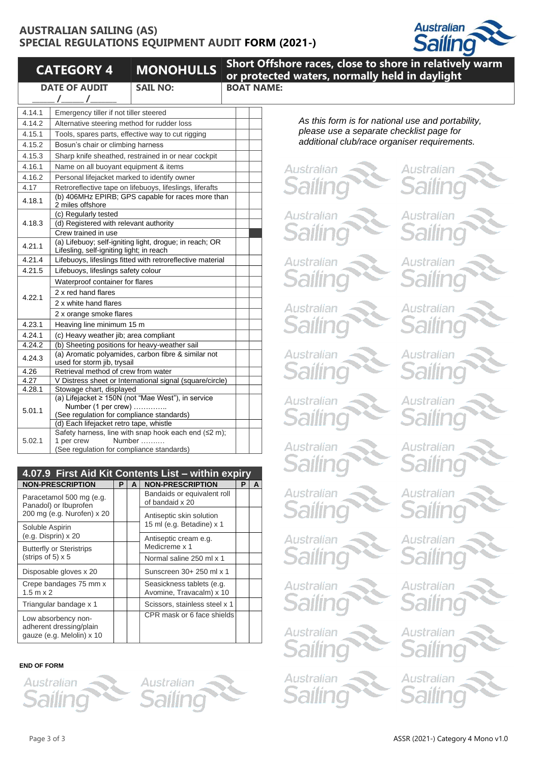## AUSTRALIAN SAILING (AS) SPECIAL REGULATIONS EQUIPMENT AUDIT FORM (2021-)

| CATEGORY 4 | MONOHULLS | Short Offshore races, close to shore in relatively warm or protected waters, normally held in daylight |
|---|---|---|
| DATE OF AUDIT _____ /_____ /______ | SAIL NO: | BOAT NAME: |

| | | | |
|---|---|---|---|
| 4.14.1 | Emergency tiller if not tiller steered | | |
| 4.14.2 | Alternative steering method for rudder loss | | |
| 4.15.1 | Tools, spares parts, effective way to cut rigging | | |
| 4.15.2 | Bosun's chair or climbing harness | | |
| 4.15.3 | Sharp knife sheathed, restrained in or near cockpit | | |
| 4.16.1 | Name on all buoyant equipment & items | | |
| 4.16.2 | Personal lifejacket marked to identify owner | | |
| 4.17 | Retroreflective tape on lifebuoys, lifeslings, liferafts | | |
| 4.18.1 | (b) 406MHz EPIRB; GPS capable for races more than 2 miles offshore | | |
| 4.18.3 | (c) Regularly tested | | |
| | (d) Registered with relevant authority | | |
| | Crew trained in use | | |
| 4.21.1 | (a) Lifebuoy; self-igniting light, drogue; in reach; OR Lifesling, self-igniting light; in reach | | |
| 4.21.4 | Lifebuoys, lifeslings fitted with retroreflective material | | |
| 4.21.5 | Lifebuoys, lifeslings safety colour | | |
| 4.22.1 | Waterproof container for flares | | |
| | 2 x red hand flares | | |
| | 2 x white hand flares | | |
| | 2 x orange smoke flares | | |
| 4.23.1 | Heaving line minimum 15 m | | |
| 4.24.1 | (c) Heavy weather jib; area compliant | | |
| 4.24.2 | (b) Sheeting positions for heavy-weather sail | | |
| 4.24.3 | (a) Aromatic polyamides, carbon fibre & similar not used for storm jib, trysail | | |
| 4.26 | Retrieval method of crew from water | | |
| 4.27 | V Distress sheet or International signal (square/circle) | | |
| 4.28.1 | Stowage chart, displayed | | |
| 5.01.1 | (a) Lifejacket ≥ 150N (not "Mae West"), in service Number (1 per crew) ………….. (See regulation for compliance standards) | | |
| | (d) Each lifejacket retro tape, whistle | | |
| 5.02.1 | Safety harness, line with snap hook each end (≤2 m); 1 per crew Number ………. (See regulation for compliance standards) | | |

*As this form is for national use and portability, please use a separate checklist page for additional club/race organiser requirements.*

### 4.07.9 First Aid Kit Contents List – within expiry

| NON-PRESCRIPTION | P | A | NON-PRESCRIPTION | P | A |
|---|---|---|---|---|---|
| Paracetamol 500 mg (e.g. Panadol) or Ibuprofen 200 mg (e.g. Nurofen) x 20 | | | Bandaids or equivalent roll of bandaid x 20 | | |
| | | | Antiseptic skin solution 15 ml (e.g. Betadine) x 1 | | |
| Soluble Aspirin (e.g. Disprin) x 20 | | | Antiseptic cream e.g. Medicreme x 1 | | |
| Butterfly or Steristrips (strips of 5) x 5 | | | Normal saline 250 ml x 1 | | |
| Disposable gloves x 20 | | | Sunscreen 30+ 250 ml x 1 | | |
| Crepe bandages 75 mm x 1.5 m x 2 | | | Seasickness tablets (e.g. Avomine, Travacalm) x 10 | | |
| Triangular bandage x 1 | | | Scissors, stainless steel x 1 | | |
| Low absorbency non-adherent dressing/plain gauze (e.g. Melolin) x 10 | | | CPR mask or 6 face shields | | |

**END OF FORM**